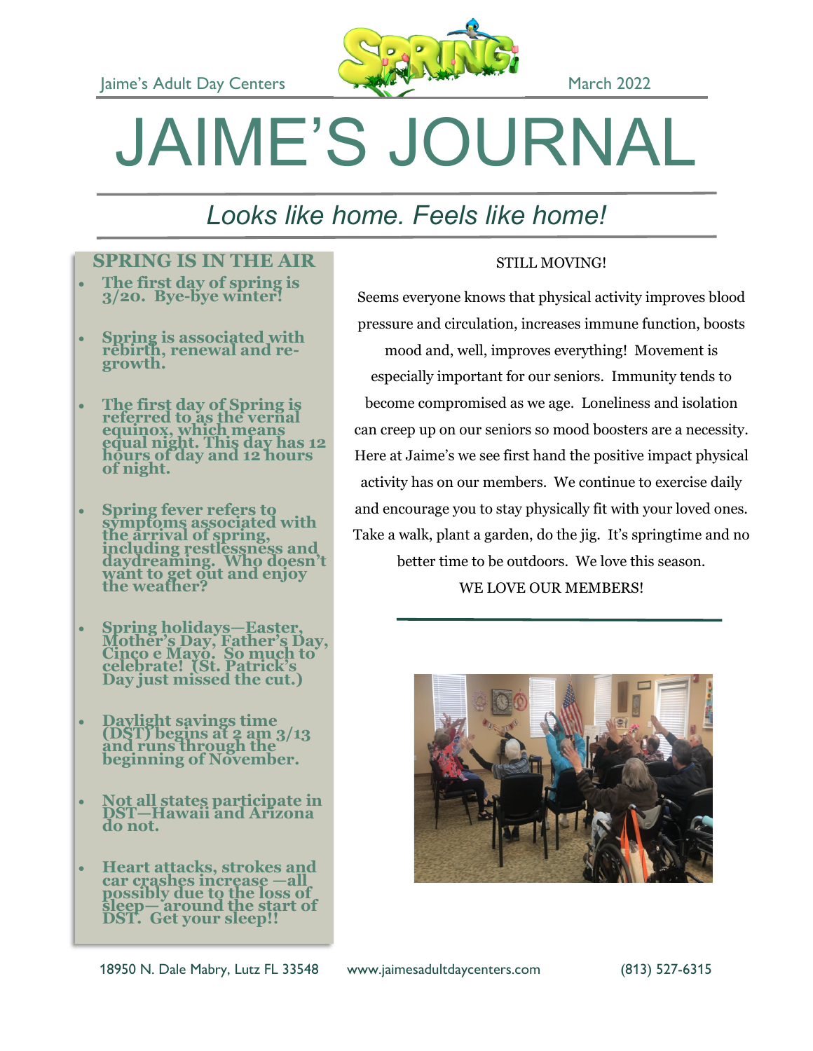Jaime's Adult Day Centers

March 2022

# JAIME'S JOURNAL

*Looks like home. Feels like home!*

## SPRING IS IN THE AIR

- **The first day of spring is 3/20. Bye-bye winter!**
- **Spring is associated with rebirth, renewal and re-growth.**
- **The first day of Spring is referred to as the vernal equinox, which means equal night. This day has 12 hours of day and 12 hours of night.**
- **Spring fever refers to symptoms associated with the arrival of spring, including restlessness and daydreaming. Who doesn't want to get out and enjoy the weather?**
- **Spring holidays—Easter, Mother's Day, Father's Day, Cinco e Mayo. So much to celebrate! (St. Patrick's Day just missed the cut.)**
- **Daylight savings time (DST) begins at 2 am 3/13 and runs through the beginning of November.**
- **Not all states participate in DST—Hawaii and Arizona do not.**
- **Heart attacks, strokes and car crashes increase —all possibly due to the loss of sleep— around the start of DST. Get your sleep!!**

## STILL MOVING!

Seems everyone knows that physical activity improves blood pressure and circulation, increases immune function, boosts mood and, well, improves everything! Movement is especially important for our seniors. Immunity tends to become compromised as we age. Loneliness and isolation can creep up on our seniors so mood boosters are a necessity. Here at Jaime's we see first hand the positive impact physical activity has on our members. We continue to exercise daily and encourage you to stay physically fit with your loved ones. Take a walk, plant a garden, do the jig. It's springtime and no better time to be outdoors. We love this season.

WE LOVE OUR MEMBERS!

18950 N. Dale Mabry, Lutz FL 33548 www.jaimesadultdaycenters.com (813) 527-6315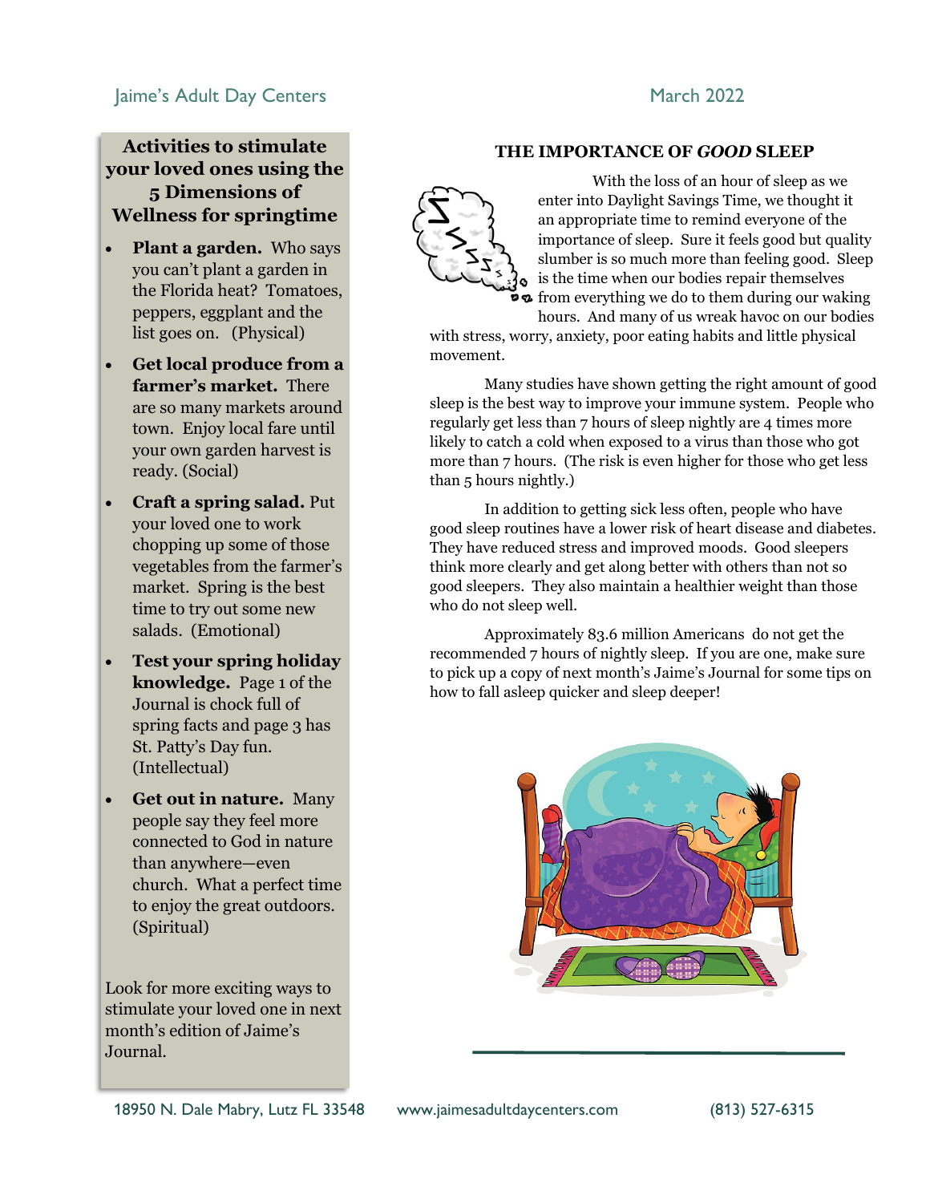## Activities to stimulate your loved ones using the 5 Dimensions of Wellness for springtime

- **Plant a garden.** Who says you can't plant a garden in the Florida heat? Tomatoes, peppers, eggplant and the list goes on. (Physical)
- **Get local produce from a farmer's market.** There are so many markets around town. Enjoy local fare until your own garden harvest is ready. (Social)
- **Craft a spring salad.** Put your loved one to work chopping up some of those vegetables from the farmer's market. Spring is the best time to try out some new salads. (Emotional)
- **Test your spring holiday knowledge.** Page 1 of the Journal is chock full of spring facts and page 3 has St. Patty's Day fun. (Intellectual)
- **Get out in nature.** Many people say they feel more connected to God in nature than anywhere—even church. What a perfect time to enjoy the great outdoors. (Spiritual)

Look for more exciting ways to stimulate your loved one in next month's edition of Jaime's Journal.

## THE IMPORTANCE OF *GOOD* SLEEP

With the loss of an hour of sleep as we enter into Daylight Savings Time, we thought it an appropriate time to remind everyone of the importance of sleep. Sure it feels good but quality slumber is so much more than feeling good. Sleep is the time when our bodies repair themselves from everything we do to them during our waking hours. And many of us wreak havoc on our bodies with stress, worry, anxiety, poor eating habits and little physical movement.

Many studies have shown getting the right amount of good sleep is the best way to improve your immune system. People who regularly get less than 7 hours of sleep nightly are 4 times more likely to catch a cold when exposed to a virus than those who got more than 7 hours. (The risk is even higher for those who get less than 5 hours nightly.)

In addition to getting sick less often, people who have good sleep routines have a lower risk of heart disease and diabetes. They have reduced stress and improved moods. Good sleepers think more clearly and get along better with others than not so good sleepers. They also maintain a healthier weight than those who do not sleep well.

Approximately 83.6 million Americans do not get the recommended 7 hours of nightly sleep. If you are one, make sure to pick up a copy of next month's Jaime's Journal for some tips on how to fall asleep quicker and sleep deeper!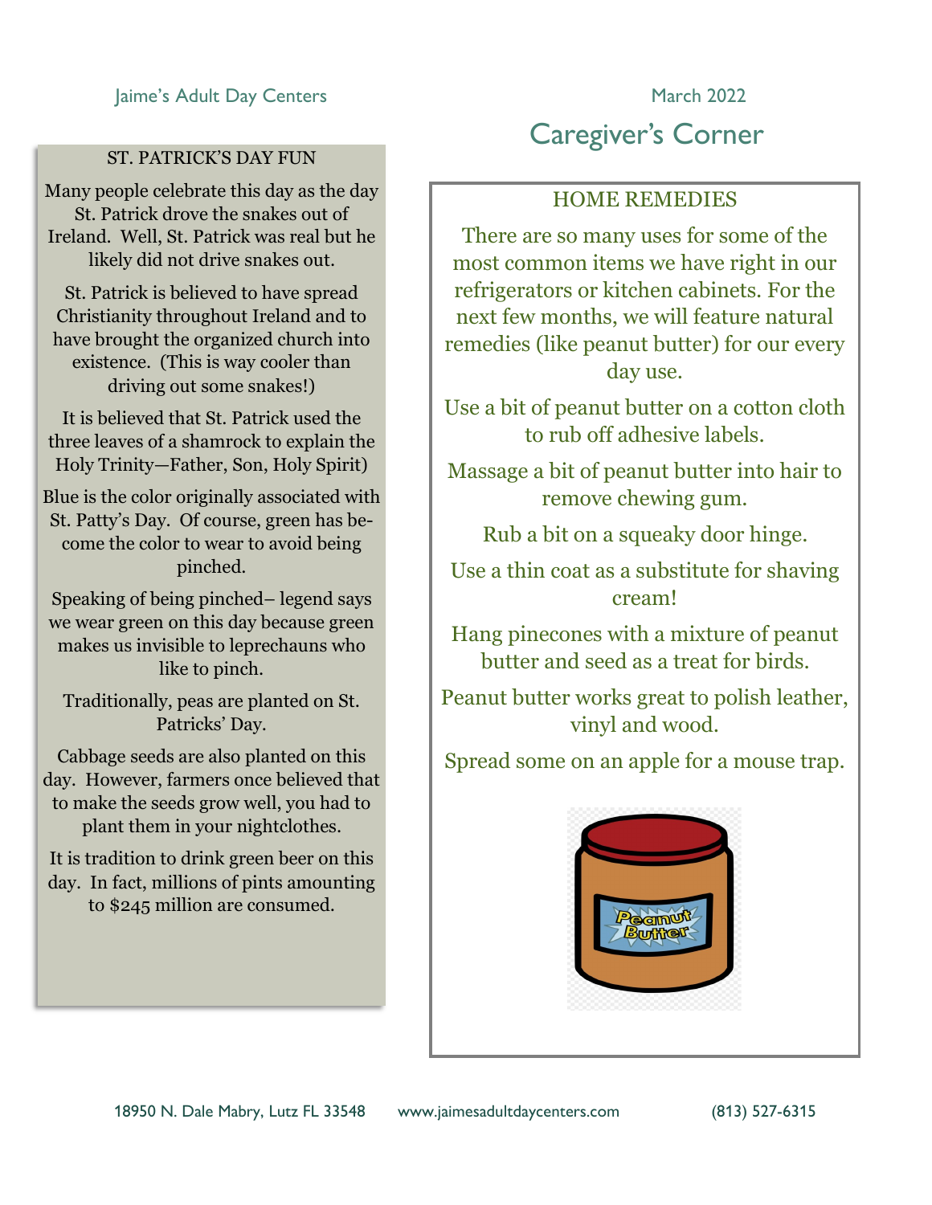Jaime's Adult Day Centers

March 2022

# Caregiver's Corner

## ST. PATRICK'S DAY FUN

Many people celebrate this day as the day St. Patrick drove the snakes out of Ireland. Well, St. Patrick was real but he likely did not drive snakes out.

St. Patrick is believed to have spread Christianity throughout Ireland and to have brought the organized church into existence. (This is way cooler than driving out some snakes!)

It is believed that St. Patrick used the three leaves of a shamrock to explain the Holy Trinity—Father, Son, Holy Spirit)

Blue is the color originally associated with St. Patty's Day. Of course, green has become the color to wear to avoid being pinched.

Speaking of being pinched– legend says we wear green on this day because green makes us invisible to leprechauns who like to pinch.

Traditionally, peas are planted on St. Patricks' Day.

Cabbage seeds are also planted on this day. However, farmers once believed that to make the seeds grow well, you had to plant them in your nightclothes.

It is tradition to drink green beer on this day. In fact, millions of pints amounting to $245 million are consumed.

## HOME REMEDIES

There are so many uses for some of the most common items we have right in our refrigerators or kitchen cabinets. For the next few months, we will feature natural remedies (like peanut butter) for our every day use.

Use a bit of peanut butter on a cotton cloth to rub off adhesive labels.

Massage a bit of peanut butter into hair to remove chewing gum.

Rub a bit on a squeaky door hinge.

Use a thin coat as a substitute for shaving cream!

Hang pinecones with a mixture of peanut butter and seed as a treat for birds.

Peanut butter works great to polish leather, vinyl and wood.

Spread some on an apple for a mouse trap.

18950 N. Dale Mabry, Lutz FL 33548 www.jaimesadultdaycenters.com (813) 527-6315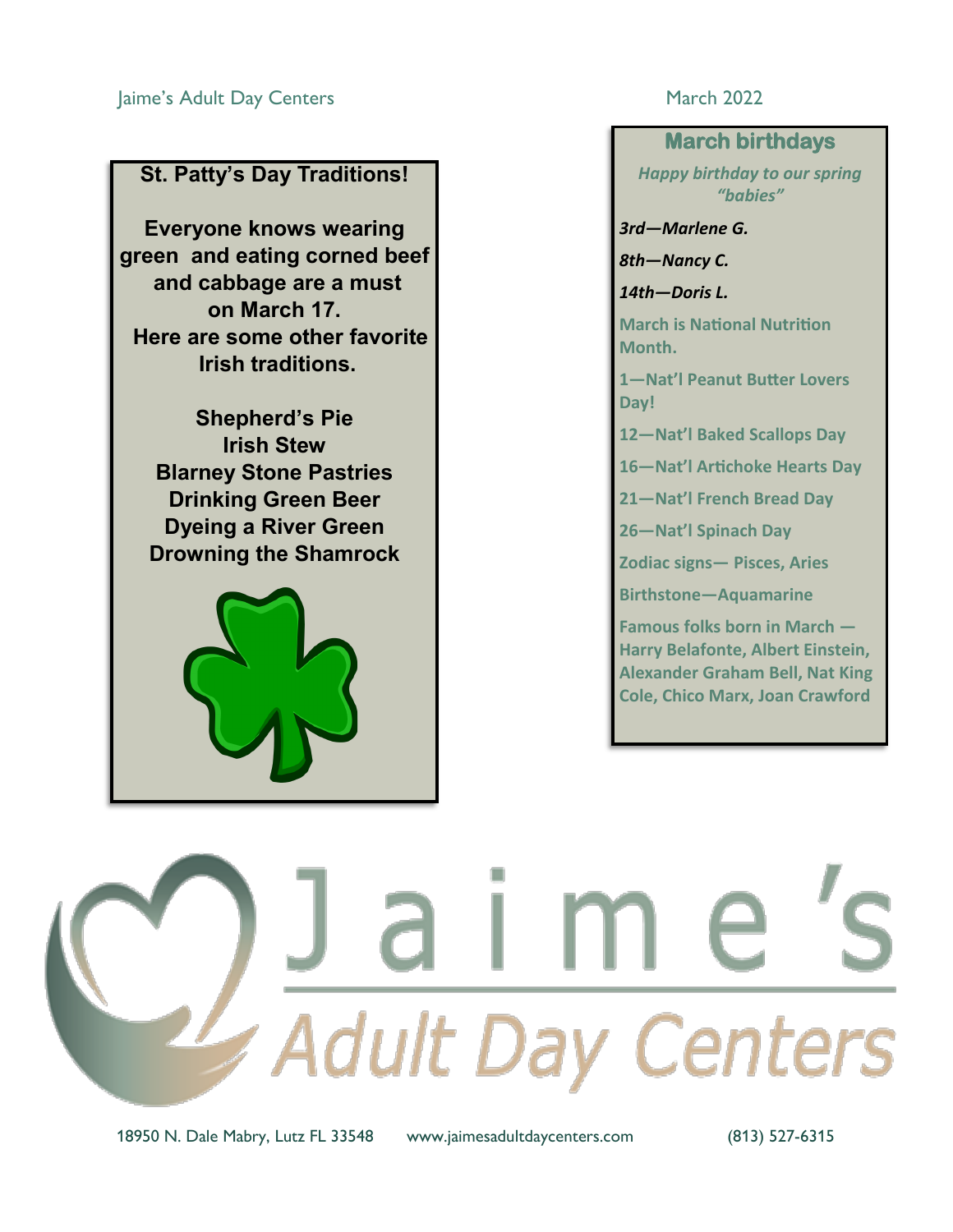## St. Patty's Day Traditions!

**Everyone knows wearing green and eating corned beef and cabbage are a must on March 17. Here are some other favorite Irish traditions.**

**Shepherd's Pie**
**Irish Stew**
**Blarney Stone Pastries**
**Drinking Green Beer**
**Dyeing a River Green**
**Drowning the Shamrock**

## March birthdays

*Happy birthday to our spring "babies"*

***3rd—Marlene G.***

***8th—Nancy C.***

***14th—Doris L.***

**March is National Nutrition Month.**

**1—Nat'l Peanut Butter Lovers Day!**

**12—Nat'l Baked Scallops Day**

**16—Nat'l Artichoke Hearts Day**

**21—Nat'l French Bread Day**

**26—Nat'l Spinach Day**

**Zodiac signs— Pisces, Aries**

**Birthstone—Aquamarine**

**Famous folks born in March — Harry Belafonte, Albert Einstein, Alexander Graham Bell, Nat King Cole, Chico Marx, Joan Crawford**

Jaime's
Adult Day Centers

18950 N. Dale Mabry, Lutz FL 33548 www.jaimesadultdaycenters.com (813) 527-6315